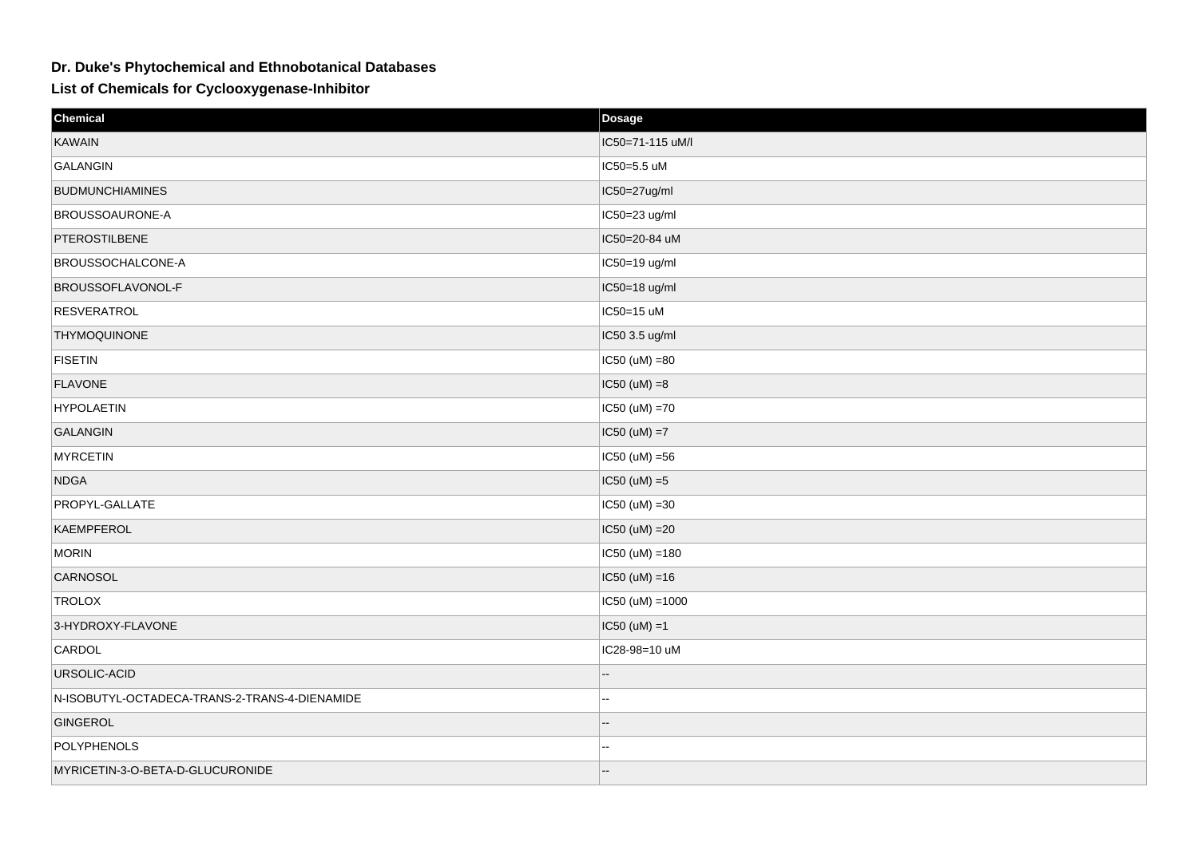# Dr. Duke's Phytochemical and Ethnobotanical Databases

## List of Chemicals for Cyclooxygenase-Inhibitor

| Chemical | Dosage |
|---|---|
| KAWAIN | IC50=71-115 uM/l |
| GALANGIN | IC50=5.5 uM |
| BUDMUNCHIAMINES | IC50=27ug/ml |
| BROUSSOAURONE-A | IC50=23 ug/ml |
| PTEROSTILBENE | IC50=20-84 uM |
| BROUSSOCHALCONE-A | IC50=19 ug/ml |
| BROUSSOFLAVONOL-F | IC50=18 ug/ml |
| RESVERATROL | IC50=15 uM |
| THYMOQUINONE | IC50 3.5 ug/ml |
| FISETIN | IC50 (uM) =80 |
| FLAVONE | IC50 (uM) =8 |
| HYPOLAETIN | IC50 (uM) =70 |
| GALANGIN | IC50 (uM) =7 |
| MYRCETIN | IC50 (uM) =56 |
| NDGA | IC50 (uM) =5 |
| PROPYL-GALLATE | IC50 (uM) =30 |
| KAEMPFEROL | IC50 (uM) =20 |
| MORIN | IC50 (uM) =180 |
| CARNOSOL | IC50 (uM) =16 |
| TROLOX | IC50 (uM) =1000 |
| 3-HYDROXY-FLAVONE | IC50 (uM) =1 |
| CARDOL | IC28-98=10 uM |
| URSOLIC-ACID | -- |
| N-ISOBUTYL-OCTADECA-TRANS-2-TRANS-4-DIENAMIDE | -- |
| GINGEROL | -- |
| POLYPHENOLS | -- |
| MYRICETIN-3-O-BETA-D-GLUCURONIDE | -- |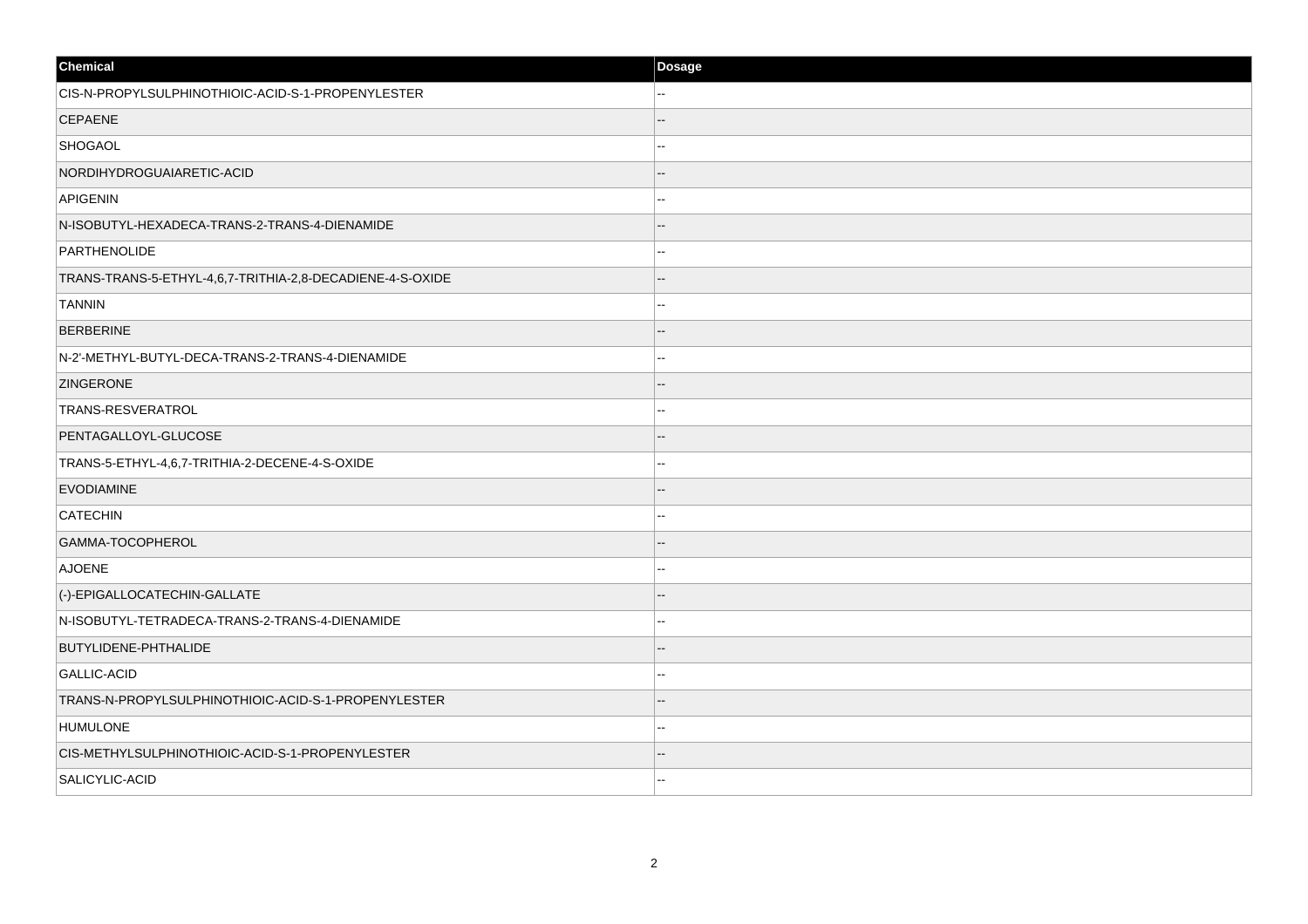| Chemical | Dosage |
| --- | --- |
| CIS-N-PROPYLSULPHINOTHIOIC-ACID-S-1-PROPENYLESTER | -- |
| CEPAENE | -- |
| SHOGAOL | -- |
| NORDIHYDROGUAIARETIC-ACID | -- |
| APIGENIN | -- |
| N-ISOBUTYL-HEXADECA-TRANS-2-TRANS-4-DIENAMIDE | -- |
| PARTHENOLIDE | -- |
| TRANS-TRANS-5-ETHYL-4,6,7-TRITHIA-2,8-DECADIENE-4-S-OXIDE | -- |
| TANNIN | -- |
| BERBERINE | -- |
| N-2'-METHYL-BUTYL-DECA-TRANS-2-TRANS-4-DIENAMIDE | -- |
| ZINGERONE | -- |
| TRANS-RESVERATROL | -- |
| PENTAGALLOYL-GLUCOSE | -- |
| TRANS-5-ETHYL-4,6,7-TRITHIA-2-DECENE-4-S-OXIDE | -- |
| EVODIAMINE | -- |
| CATECHIN | -- |
| GAMMA-TOCOPHEROL | -- |
| AJOENE | -- |
| (-)-EPIGALLOCATECHIN-GALLATE | -- |
| N-ISOBUTYL-TETRADECA-TRANS-2-TRANS-4-DIENAMIDE | -- |
| BUTYLIDENE-PHTHALIDE | -- |
| GALLIC-ACID | -- |
| TRANS-N-PROPYLSULPHINOTHIOIC-ACID-S-1-PROPENYLESTER | -- |
| HUMULONE | -- |
| CIS-METHYLSULPHINOTHIOIC-ACID-S-1-PROPENYLESTER | -- |
| SALICYLIC-ACID | -- |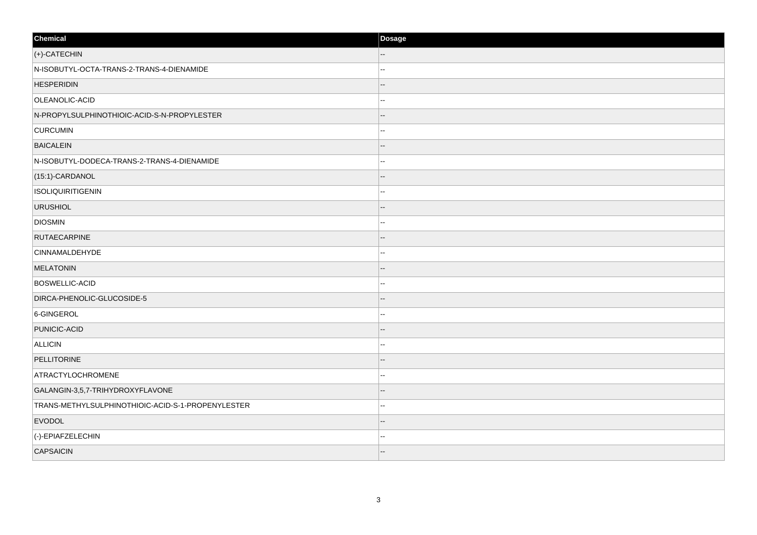| Chemical | Dosage |
| --- | --- |
| (+)-CATECHIN | -- |
| N-ISOBUTYL-OCTA-TRANS-2-TRANS-4-DIENAMIDE | -- |
| HESPERIDIN | -- |
| OLEANOLIC-ACID | -- |
| N-PROPYLSULPHINOTHIOIC-ACID-S-N-PROPYLESTER | -- |
| CURCUMIN | -- |
| BAICALEIN | -- |
| N-ISOBUTYL-DODECA-TRANS-2-TRANS-4-DIENAMIDE | -- |
| (15:1)-CARDANOL | -- |
| ISOLIQUIRITIGENIN | -- |
| URUSHIOL | -- |
| DIOSMIN | -- |
| RUTAECARPINE | -- |
| CINNAMALDEHYDE | -- |
| MELATONIN | -- |
| BOSWELLIC-ACID | -- |
| DIRCA-PHENOLIC-GLUCOSIDE-5 | -- |
| 6-GINGEROL | -- |
| PUNICIC-ACID | -- |
| ALLICIN | -- |
| PELLITORINE | -- |
| ATRACTYLOCHROMENE | -- |
| GALANGIN-3,5,7-TRIHYDROXYFLAVONE | -- |
| TRANS-METHYLSULPHINOTHIOIC-ACID-S-1-PROPENYLESTER | -- |
| EVODOL | -- |
| (-)-EPIAFZELECHIN | -- |
| CAPSAICIN | -- |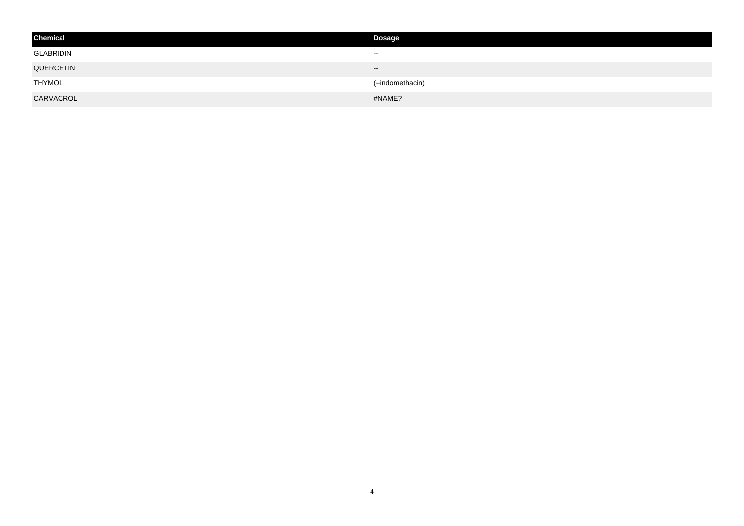| Chemical | Dosage |
| --- | --- |
| GLABRIDIN | -- |
| QUERCETIN | -- |
| THYMOL | (=indomethacin) |
| CARVACROL | #NAME? |